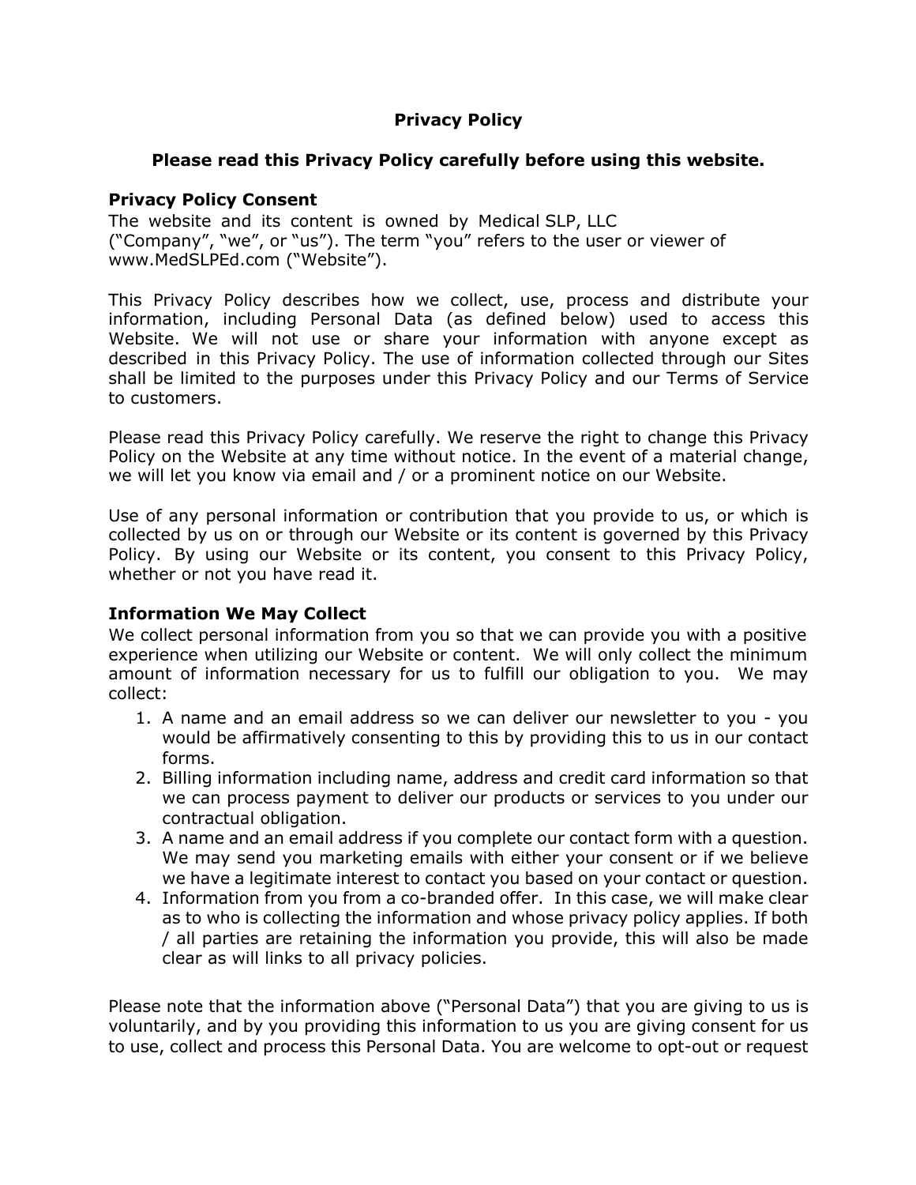# Privacy Policy

## Please read this Privacy Policy carefully before using this website.

### Privacy Policy Consent

The website and its content is owned by Medical SLP, LLC (“Company”, “we”, or “us”). The term “you” refers to the user or viewer of www.MedSLPEd.com (“Website”).

This Privacy Policy describes how we collect, use, process and distribute your information, including Personal Data (as defined below) used to access this Website. We will not use or share your information with anyone except as described in this Privacy Policy. The use of information collected through our Sites shall be limited to the purposes under this Privacy Policy and our Terms of Service to customers.

Please read this Privacy Policy carefully. We reserve the right to change this Privacy Policy on the Website at any time without notice. In the event of a material change, we will let you know via email and / or a prominent notice on our Website.

Use of any personal information or contribution that you provide to us, or which is collected by us on or through our Website or its content is governed by this Privacy Policy. By using our Website or its content, you consent to this Privacy Policy, whether or not you have read it.

### Information We May Collect

We collect personal information from you so that we can provide you with a positive experience when utilizing our Website or content. We will only collect the minimum amount of information necessary for us to fulfill our obligation to you. We may collect:

1. A name and an email address so we can deliver our newsletter to you - you would be affirmatively consenting to this by providing this to us in our contact forms.
2. Billing information including name, address and credit card information so that we can process payment to deliver our products or services to you under our contractual obligation.
3. A name and an email address if you complete our contact form with a question. We may send you marketing emails with either your consent or if we believe we have a legitimate interest to contact you based on your contact or question.
4. Information from you from a co-branded offer. In this case, we will make clear as to who is collecting the information and whose privacy policy applies. If both / all parties are retaining the information you provide, this will also be made clear as will links to all privacy policies.

Please note that the information above (“Personal Data”) that you are giving to us is voluntarily, and by you providing this information to us you are giving consent for us to use, collect and process this Personal Data. You are welcome to opt-out or request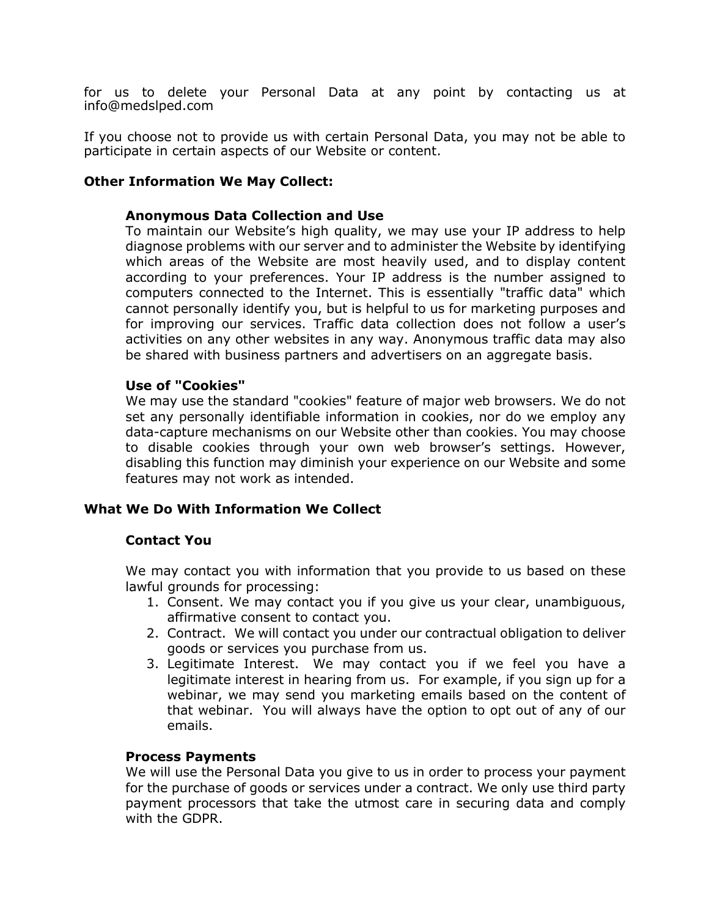for us to delete your Personal Data at any point by contacting us at info@medslped.com

If you choose not to provide us with certain Personal Data, you may not be able to participate in certain aspects of our Website or content.

**Other Information We May Collect:**

**Anonymous Data Collection and Use**

To maintain our Website's high quality, we may use your IP address to help diagnose problems with our server and to administer the Website by identifying which areas of the Website are most heavily used, and to display content according to your preferences. Your IP address is the number assigned to computers connected to the Internet. This is essentially "traffic data" which cannot personally identify you, but is helpful to us for marketing purposes and for improving our services. Traffic data collection does not follow a user's activities on any other websites in any way. Anonymous traffic data may also be shared with business partners and advertisers on an aggregate basis.

**Use of "Cookies"**

We may use the standard "cookies" feature of major web browsers. We do not set any personally identifiable information in cookies, nor do we employ any data-capture mechanisms on our Website other than cookies. You may choose to disable cookies through your own web browser's settings. However, disabling this function may diminish your experience on our Website and some features may not work as intended.

**What We Do With Information We Collect**

**Contact You**

We may contact you with information that you provide to us based on these lawful grounds for processing:

1. Consent. We may contact you if you give us your clear, unambiguous, affirmative consent to contact you.
2. Contract. We will contact you under our contractual obligation to deliver goods or services you purchase from us.
3. Legitimate Interest. We may contact you if we feel you have a legitimate interest in hearing from us. For example, if you sign up for a webinar, we may send you marketing emails based on the content of that webinar. You will always have the option to opt out of any of our emails.

**Process Payments**

We will use the Personal Data you give to us in order to process your payment for the purchase of goods or services under a contract. We only use third party payment processors that take the utmost care in securing data and comply with the GDPR.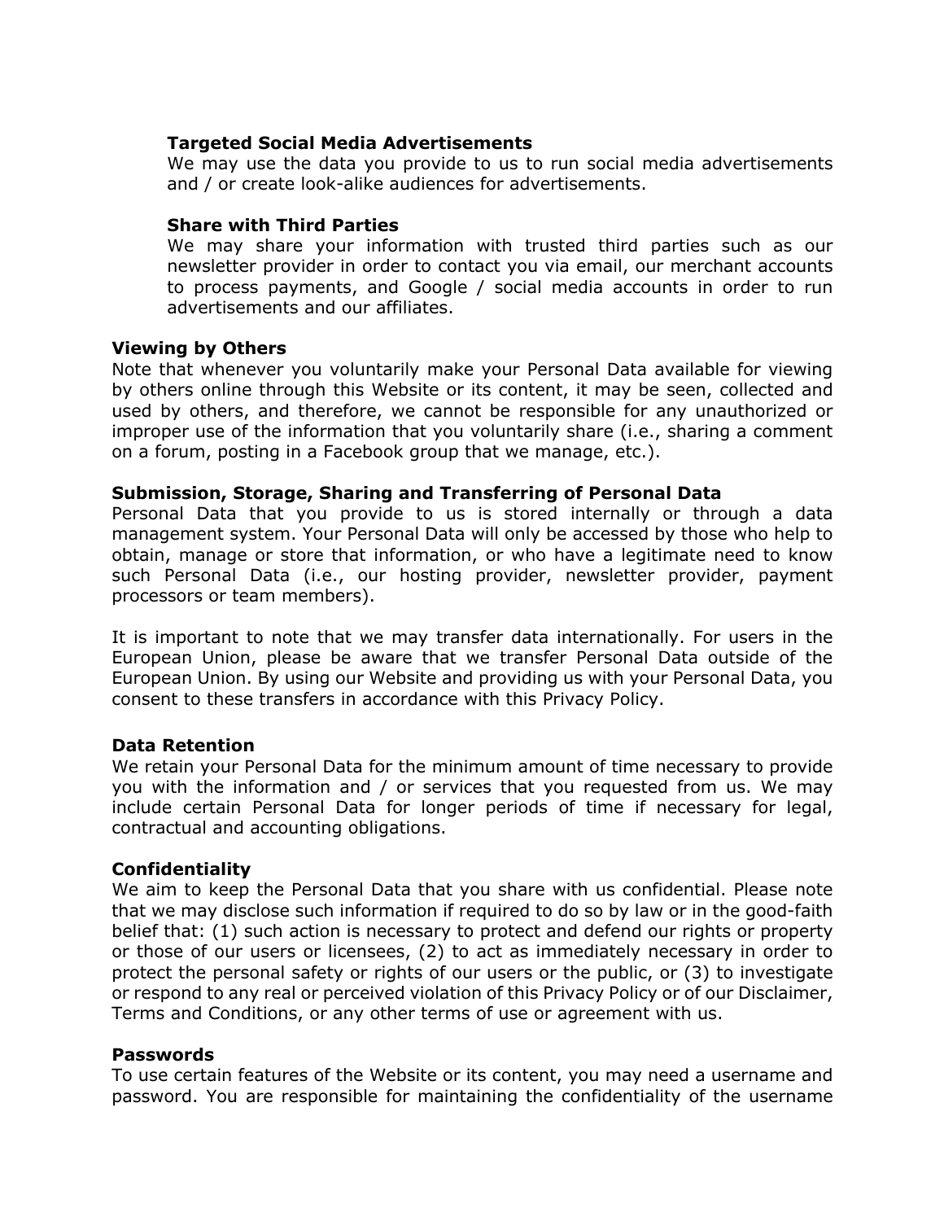**Targeted Social Media Advertisements**

We may use the data you provide to us to run social media advertisements and / or create look-alike audiences for advertisements.

**Share with Third Parties**

We may share your information with trusted third parties such as our newsletter provider in order to contact you via email, our merchant accounts to process payments, and Google / social media accounts in order to run advertisements and our affiliates.

**Viewing by Others**

Note that whenever you voluntarily make your Personal Data available for viewing by others online through this Website or its content, it may be seen, collected and used by others, and therefore, we cannot be responsible for any unauthorized or improper use of the information that you voluntarily share (i.e., sharing a comment on a forum, posting in a Facebook group that we manage, etc.).

**Submission, Storage, Sharing and Transferring of Personal Data**

Personal Data that you provide to us is stored internally or through a data management system. Your Personal Data will only be accessed by those who help to obtain, manage or store that information, or who have a legitimate need to know such Personal Data (i.e., our hosting provider, newsletter provider, payment processors or team members).

It is important to note that we may transfer data internationally. For users in the European Union, please be aware that we transfer Personal Data outside of the European Union. By using our Website and providing us with your Personal Data, you consent to these transfers in accordance with this Privacy Policy.

**Data Retention**

We retain your Personal Data for the minimum amount of time necessary to provide you with the information and / or services that you requested from us. We may include certain Personal Data for longer periods of time if necessary for legal, contractual and accounting obligations.

**Confidentiality**

We aim to keep the Personal Data that you share with us confidential. Please note that we may disclose such information if required to do so by law or in the good-faith belief that: (1) such action is necessary to protect and defend our rights or property or those of our users or licensees, (2) to act as immediately necessary in order to protect the personal safety or rights of our users or the public, or (3) to investigate or respond to any real or perceived violation of this Privacy Policy or of our Disclaimer, Terms and Conditions, or any other terms of use or agreement with us.

**Passwords**

To use certain features of the Website or its content, you may need a username and password. You are responsible for maintaining the confidentiality of the username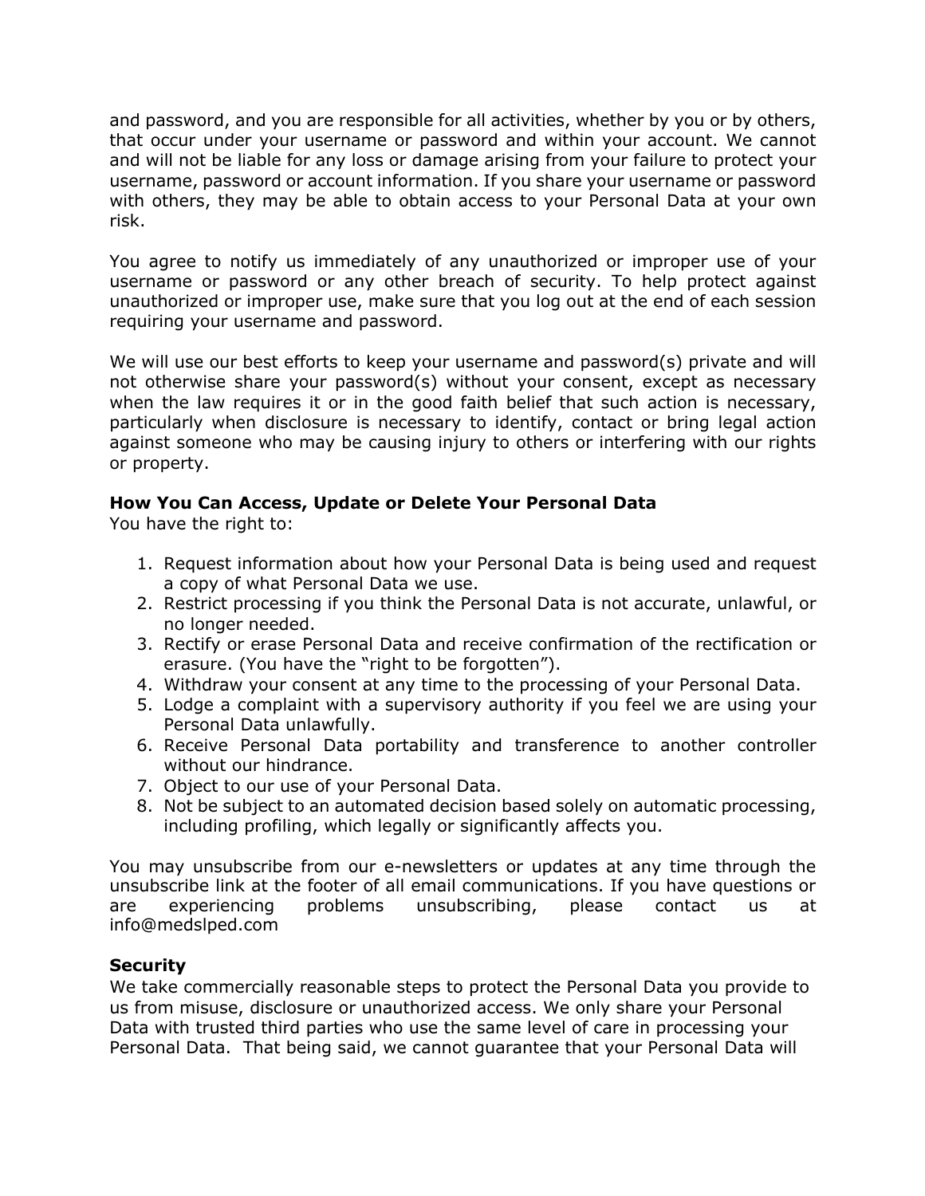and password, and you are responsible for all activities, whether by you or by others, that occur under your username or password and within your account. We cannot and will not be liable for any loss or damage arising from your failure to protect your username, password or account information. If you share your username or password with others, they may be able to obtain access to your Personal Data at your own risk.

You agree to notify us immediately of any unauthorized or improper use of your username or password or any other breach of security. To help protect against unauthorized or improper use, make sure that you log out at the end of each session requiring your username and password.

We will use our best efforts to keep your username and password(s) private and will not otherwise share your password(s) without your consent, except as necessary when the law requires it or in the good faith belief that such action is necessary, particularly when disclosure is necessary to identify, contact or bring legal action against someone who may be causing injury to others or interfering with our rights or property.

**How You Can Access, Update or Delete Your Personal Data**

You have the right to:

1. Request information about how your Personal Data is being used and request a copy of what Personal Data we use.
2. Restrict processing if you think the Personal Data is not accurate, unlawful, or no longer needed.
3. Rectify or erase Personal Data and receive confirmation of the rectification or erasure. (You have the "right to be forgotten").
4. Withdraw your consent at any time to the processing of your Personal Data.
5. Lodge a complaint with a supervisory authority if you feel we are using your Personal Data unlawfully.
6. Receive Personal Data portability and transference to another controller without our hindrance.
7. Object to our use of your Personal Data.
8. Not be subject to an automated decision based solely on automatic processing, including profiling, which legally or significantly affects you.

You may unsubscribe from our e-newsletters or updates at any time through the unsubscribe link at the footer of all email communications. If you have questions or are experiencing problems unsubscribing, please contact us at info@medslped.com

**Security**

We take commercially reasonable steps to protect the Personal Data you provide to us from misuse, disclosure or unauthorized access. We only share your Personal Data with trusted third parties who use the same level of care in processing your Personal Data. That being said, we cannot guarantee that your Personal Data will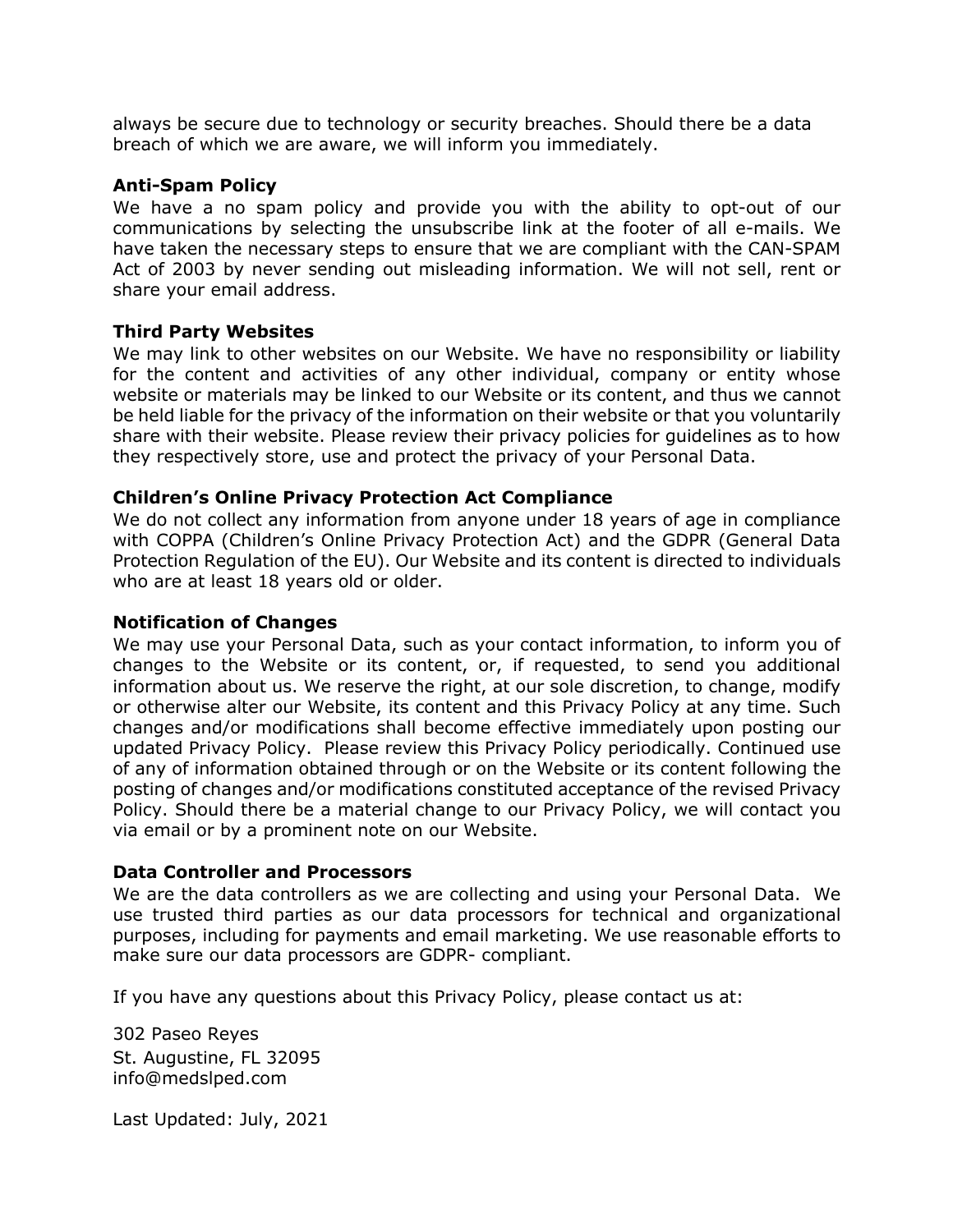always be secure due to technology or security breaches. Should there be a data breach of which we are aware, we will inform you immediately.

**Anti-Spam Policy**

We have a no spam policy and provide you with the ability to opt-out of our communications by selecting the unsubscribe link at the footer of all e-mails. We have taken the necessary steps to ensure that we are compliant with the CAN-SPAM Act of 2003 by never sending out misleading information. We will not sell, rent or share your email address.

**Third Party Websites**

We may link to other websites on our Website. We have no responsibility or liability for the content and activities of any other individual, company or entity whose website or materials may be linked to our Website or its content, and thus we cannot be held liable for the privacy of the information on their website or that you voluntarily share with their website. Please review their privacy policies for guidelines as to how they respectively store, use and protect the privacy of your Personal Data.

**Children's Online Privacy Protection Act Compliance**

We do not collect any information from anyone under 18 years of age in compliance with COPPA (Children's Online Privacy Protection Act) and the GDPR (General Data Protection Regulation of the EU). Our Website and its content is directed to individuals who are at least 18 years old or older.

**Notification of Changes**

We may use your Personal Data, such as your contact information, to inform you of changes to the Website or its content, or, if requested, to send you additional information about us. We reserve the right, at our sole discretion, to change, modify or otherwise alter our Website, its content and this Privacy Policy at any time. Such changes and/or modifications shall become effective immediately upon posting our updated Privacy Policy. Please review this Privacy Policy periodically. Continued use of any of information obtained through or on the Website or its content following the posting of changes and/or modifications constituted acceptance of the revised Privacy Policy. Should there be a material change to our Privacy Policy, we will contact you via email or by a prominent note on our Website.

**Data Controller and Processors**

We are the data controllers as we are collecting and using your Personal Data. We use trusted third parties as our data processors for technical and organizational purposes, including for payments and email marketing. We use reasonable efforts to make sure our data processors are GDPR- compliant.

If you have any questions about this Privacy Policy, please contact us at:

302 Paseo Reyes
St. Augustine, FL 32095
info@medslped.com

Last Updated: July, 2021